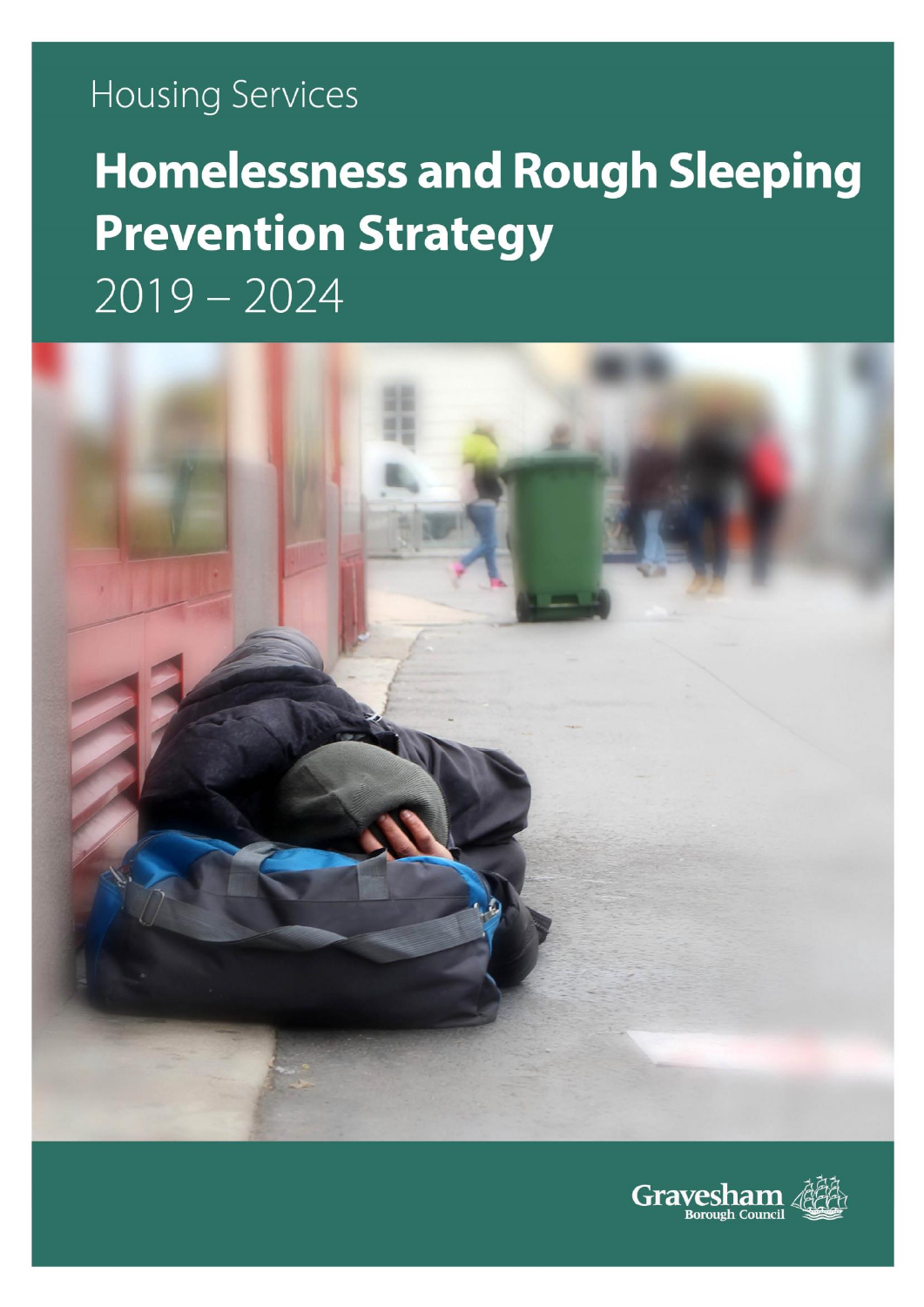Housing Services

# Homelessness and Rough Sleeping Prevention Strategy

2019 – 2024

Gravesham Borough Council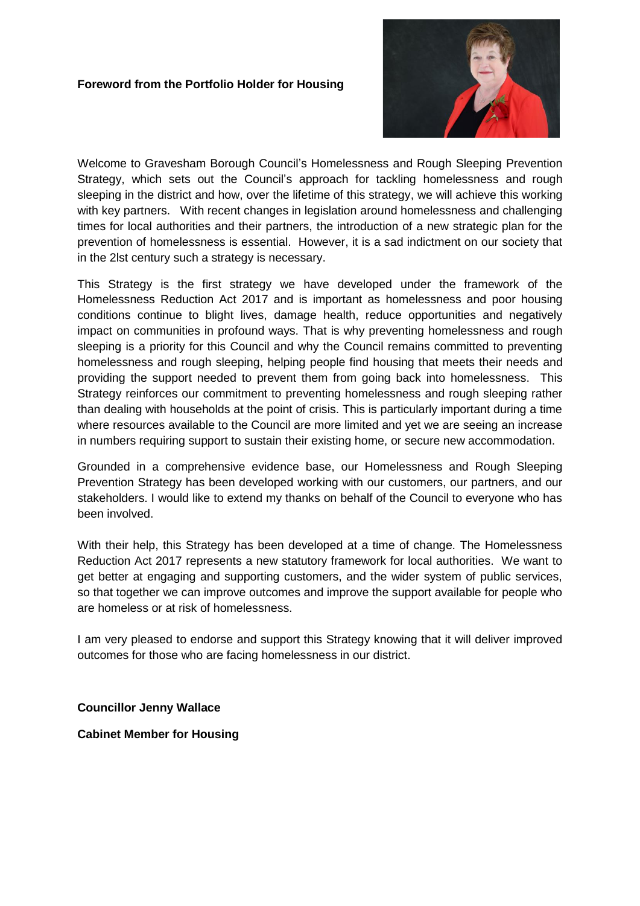**Foreword from the Portfolio Holder for Housing**

Welcome to Gravesham Borough Council's Homelessness and Rough Sleeping Prevention Strategy, which sets out the Council's approach for tackling homelessness and rough sleeping in the district and how, over the lifetime of this strategy, we will achieve this working with key partners. With recent changes in legislation around homelessness and challenging times for local authorities and their partners, the introduction of a new strategic plan for the prevention of homelessness is essential. However, it is a sad indictment on our society that in the 2lst century such a strategy is necessary.

This Strategy is the first strategy we have developed under the framework of the Homelessness Reduction Act 2017 and is important as homelessness and poor housing conditions continue to blight lives, damage health, reduce opportunities and negatively impact on communities in profound ways. That is why preventing homelessness and rough sleeping is a priority for this Council and why the Council remains committed to preventing homelessness and rough sleeping, helping people find housing that meets their needs and providing the support needed to prevent them from going back into homelessness. This Strategy reinforces our commitment to preventing homelessness and rough sleeping rather than dealing with households at the point of crisis. This is particularly important during a time where resources available to the Council are more limited and yet we are seeing an increase in numbers requiring support to sustain their existing home, or secure new accommodation.

Grounded in a comprehensive evidence base, our Homelessness and Rough Sleeping Prevention Strategy has been developed working with our customers, our partners, and our stakeholders. I would like to extend my thanks on behalf of the Council to everyone who has been involved.

With their help, this Strategy has been developed at a time of change. The Homelessness Reduction Act 2017 represents a new statutory framework for local authorities. We want to get better at engaging and supporting customers, and the wider system of public services, so that together we can improve outcomes and improve the support available for people who are homeless or at risk of homelessness.

I am very pleased to endorse and support this Strategy knowing that it will deliver improved outcomes for those who are facing homelessness in our district.

**Councillor Jenny Wallace**

**Cabinet Member for Housing**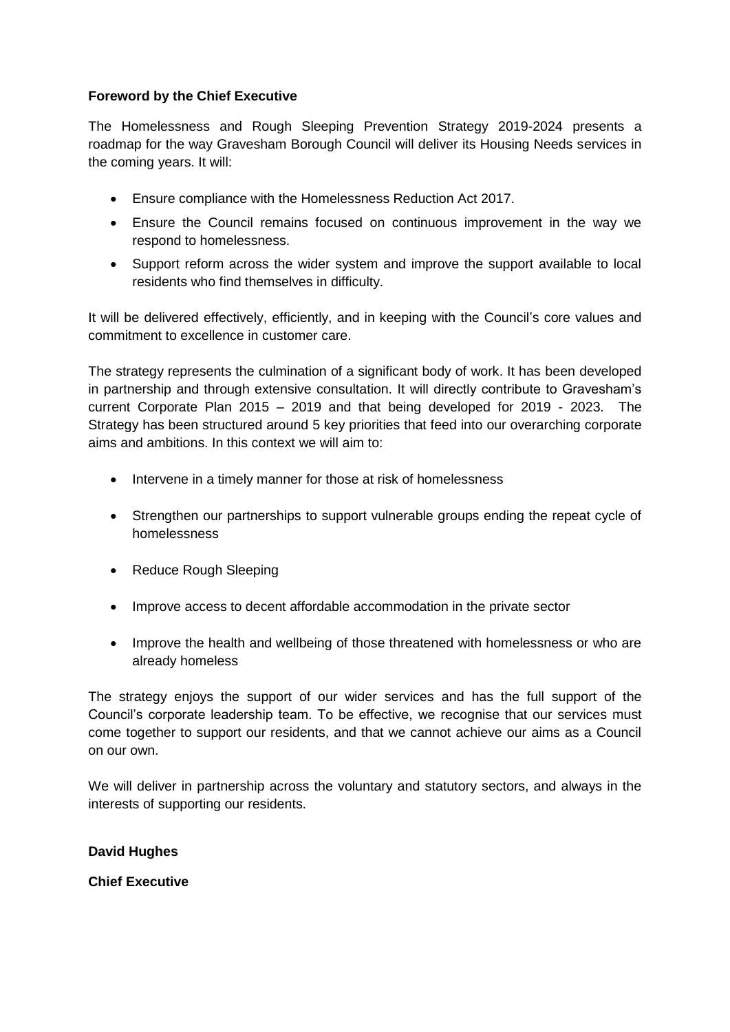**Foreword by the Chief Executive**

The Homelessness and Rough Sleeping Prevention Strategy 2019-2024 presents a roadmap for the way Gravesham Borough Council will deliver its Housing Needs services in the coming years. It will:

- Ensure compliance with the Homelessness Reduction Act 2017.
- Ensure the Council remains focused on continuous improvement in the way we respond to homelessness.
- Support reform across the wider system and improve the support available to local residents who find themselves in difficulty.

It will be delivered effectively, efficiently, and in keeping with the Council's core values and commitment to excellence in customer care.

The strategy represents the culmination of a significant body of work. It has been developed in partnership and through extensive consultation. It will directly contribute to Gravesham's current Corporate Plan 2015 – 2019 and that being developed for 2019 - 2023. The Strategy has been structured around 5 key priorities that feed into our overarching corporate aims and ambitions. In this context we will aim to:

- Intervene in a timely manner for those at risk of homelessness
- Strengthen our partnerships to support vulnerable groups ending the repeat cycle of homelessness
- Reduce Rough Sleeping
- Improve access to decent affordable accommodation in the private sector
- Improve the health and wellbeing of those threatened with homelessness or who are already homeless

The strategy enjoys the support of our wider services and has the full support of the Council's corporate leadership team. To be effective, we recognise that our services must come together to support our residents, and that we cannot achieve our aims as a Council on our own.

We will deliver in partnership across the voluntary and statutory sectors, and always in the interests of supporting our residents.

**David Hughes**

**Chief Executive**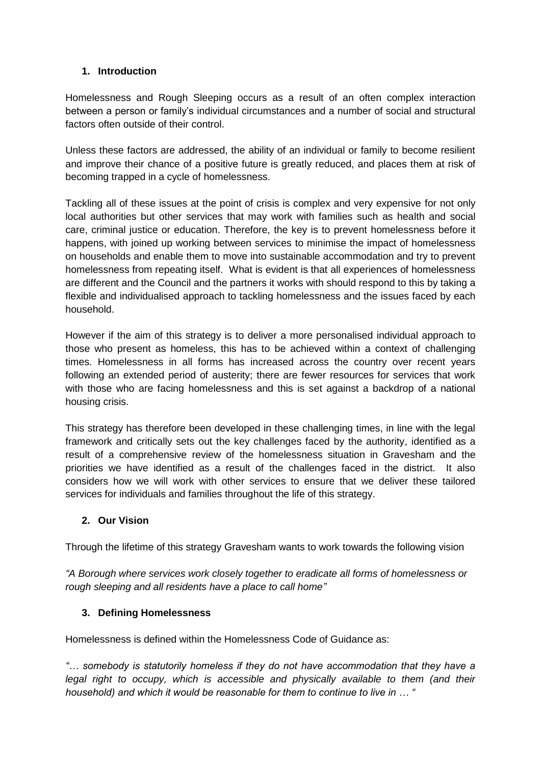## 1. Introduction

Homelessness and Rough Sleeping occurs as a result of an often complex interaction between a person or family's individual circumstances and a number of social and structural factors often outside of their control.

Unless these factors are addressed, the ability of an individual or family to become resilient and improve their chance of a positive future is greatly reduced, and places them at risk of becoming trapped in a cycle of homelessness.

Tackling all of these issues at the point of crisis is complex and very expensive for not only local authorities but other services that may work with families such as health and social care, criminal justice or education. Therefore, the key is to prevent homelessness before it happens, with joined up working between services to minimise the impact of homelessness on households and enable them to move into sustainable accommodation and try to prevent homelessness from repeating itself. What is evident is that all experiences of homelessness are different and the Council and the partners it works with should respond to this by taking a flexible and individualised approach to tackling homelessness and the issues faced by each household.

However if the aim of this strategy is to deliver a more personalised individual approach to those who present as homeless, this has to be achieved within a context of challenging times. Homelessness in all forms has increased across the country over recent years following an extended period of austerity; there are fewer resources for services that work with those who are facing homelessness and this is set against a backdrop of a national housing crisis.

This strategy has therefore been developed in these challenging times, in line with the legal framework and critically sets out the key challenges faced by the authority, identified as a result of a comprehensive review of the homelessness situation in Gravesham and the priorities we have identified as a result of the challenges faced in the district. It also considers how we will work with other services to ensure that we deliver these tailored services for individuals and families throughout the life of this strategy.

## 2. Our Vision

Through the lifetime of this strategy Gravesham wants to work towards the following vision

*"A Borough where services work closely together to eradicate all forms of homelessness or rough sleeping and all residents have a place to call home"*

## 3. Defining Homelessness

Homelessness is defined within the Homelessness Code of Guidance as:

*"… somebody is statutorily homeless if they do not have accommodation that they have a legal right to occupy, which is accessible and physically available to them (and their household) and which it would be reasonable for them to continue to live in … "*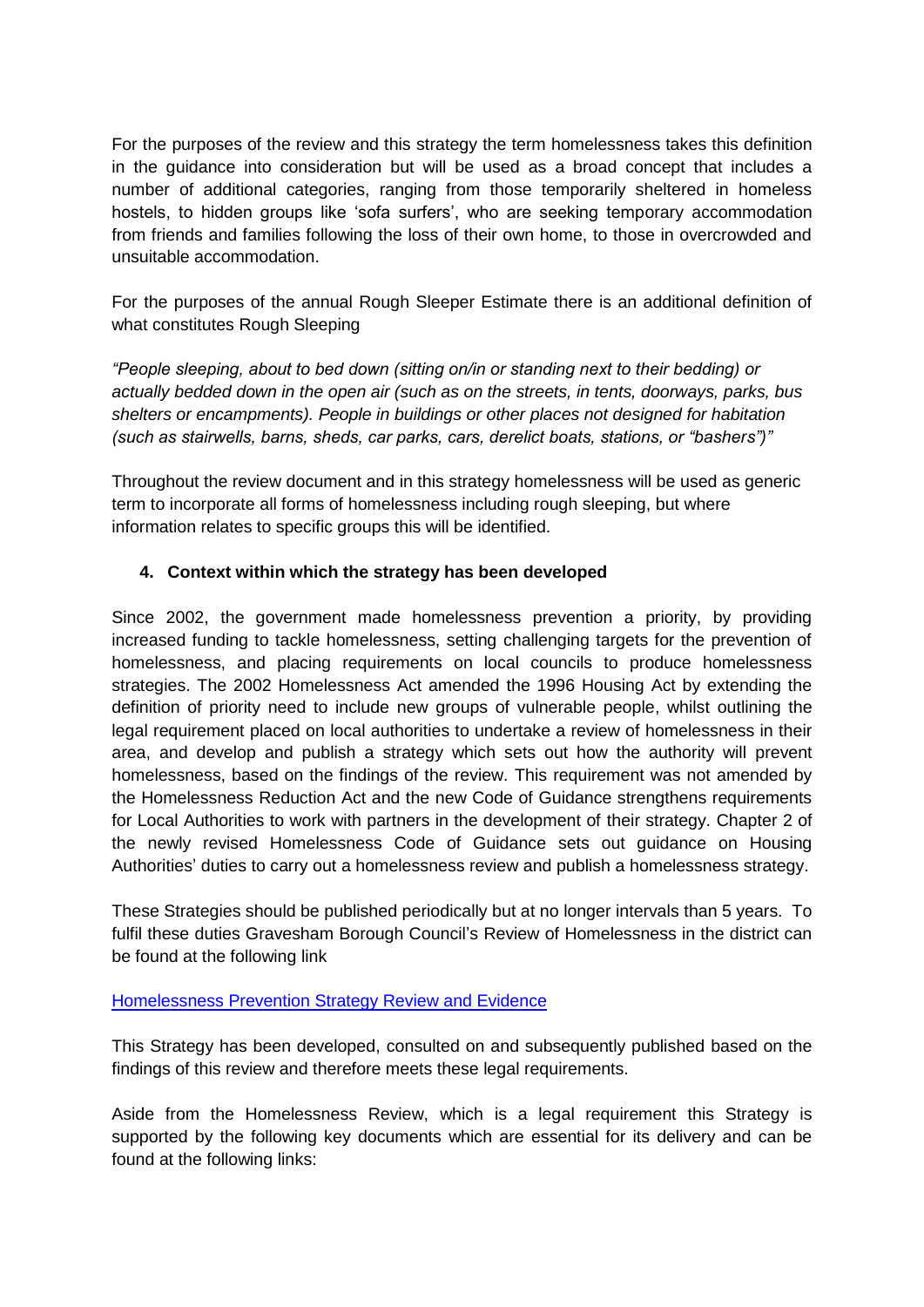For the purposes of the review and this strategy the term homelessness takes this definition in the guidance into consideration but will be used as a broad concept that includes a number of additional categories, ranging from those temporarily sheltered in homeless hostels, to hidden groups like 'sofa surfers', who are seeking temporary accommodation from friends and families following the loss of their own home, to those in overcrowded and unsuitable accommodation.

For the purposes of the annual Rough Sleeper Estimate there is an additional definition of what constitutes Rough Sleeping

*"People sleeping, about to bed down (sitting on/in or standing next to their bedding) or actually bedded down in the open air (such as on the streets, in tents, doorways, parks, bus shelters or encampments). People in buildings or other places not designed for habitation (such as stairwells, barns, sheds, car parks, cars, derelict boats, stations, or "bashers")"*

Throughout the review document and in this strategy homelessness will be used as generic term to incorporate all forms of homelessness including rough sleeping, but where information relates to specific groups this will be identified.

## 4. Context within which the strategy has been developed

Since 2002, the government made homelessness prevention a priority, by providing increased funding to tackle homelessness, setting challenging targets for the prevention of homelessness, and placing requirements on local councils to produce homelessness strategies. The 2002 Homelessness Act amended the 1996 Housing Act by extending the definition of priority need to include new groups of vulnerable people, whilst outlining the legal requirement placed on local authorities to undertake a review of homelessness in their area, and develop and publish a strategy which sets out how the authority will prevent homelessness, based on the findings of the review. This requirement was not amended by the Homelessness Reduction Act and the new Code of Guidance strengthens requirements for Local Authorities to work with partners in the development of their strategy. Chapter 2 of the newly revised Homelessness Code of Guidance sets out guidance on Housing Authorities' duties to carry out a homelessness review and publish a homelessness strategy.

These Strategies should be published periodically but at no longer intervals than 5 years. To fulfil these duties Gravesham Borough Council's Review of Homelessness in the district can be found at the following link

Homelessness Prevention Strategy Review and Evidence

This Strategy has been developed, consulted on and subsequently published based on the findings of this review and therefore meets these legal requirements.

Aside from the Homelessness Review, which is a legal requirement this Strategy is supported by the following key documents which are essential for its delivery and can be found at the following links: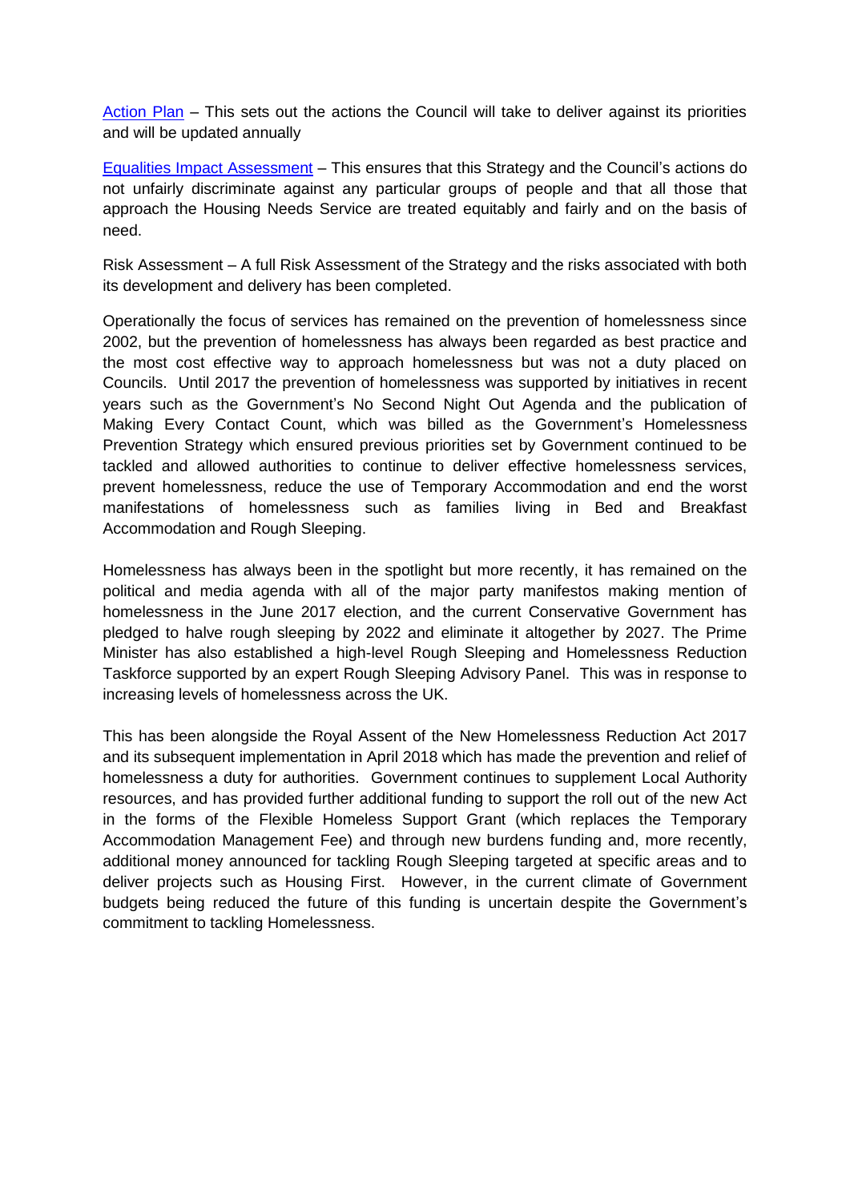[Action Plan] – This sets out the actions the Council will take to deliver against its priorities and will be updated annually

[Equalities Impact Assessment] – This ensures that this Strategy and the Council's actions do not unfairly discriminate against any particular groups of people and that all those that approach the Housing Needs Service are treated equitably and fairly and on the basis of need.

Risk Assessment – A full Risk Assessment of the Strategy and the risks associated with both its development and delivery has been completed.

Operationally the focus of services has remained on the prevention of homelessness since 2002, but the prevention of homelessness has always been regarded as best practice and the most cost effective way to approach homelessness but was not a duty placed on Councils. Until 2017 the prevention of homelessness was supported by initiatives in recent years such as the Government's No Second Night Out Agenda and the publication of Making Every Contact Count, which was billed as the Government's Homelessness Prevention Strategy which ensured previous priorities set by Government continued to be tackled and allowed authorities to continue to deliver effective homelessness services, prevent homelessness, reduce the use of Temporary Accommodation and end the worst manifestations of homelessness such as families living in Bed and Breakfast Accommodation and Rough Sleeping.

Homelessness has always been in the spotlight but more recently, it has remained on the political and media agenda with all of the major party manifestos making mention of homelessness in the June 2017 election, and the current Conservative Government has pledged to halve rough sleeping by 2022 and eliminate it altogether by 2027. The Prime Minister has also established a high-level Rough Sleeping and Homelessness Reduction Taskforce supported by an expert Rough Sleeping Advisory Panel. This was in response to increasing levels of homelessness across the UK.

This has been alongside the Royal Assent of the New Homelessness Reduction Act 2017 and its subsequent implementation in April 2018 which has made the prevention and relief of homelessness a duty for authorities. Government continues to supplement Local Authority resources, and has provided further additional funding to support the roll out of the new Act in the forms of the Flexible Homeless Support Grant (which replaces the Temporary Accommodation Management Fee) and through new burdens funding and, more recently, additional money announced for tackling Rough Sleeping targeted at specific areas and to deliver projects such as Housing First. However, in the current climate of Government budgets being reduced the future of this funding is uncertain despite the Government's commitment to tackling Homelessness.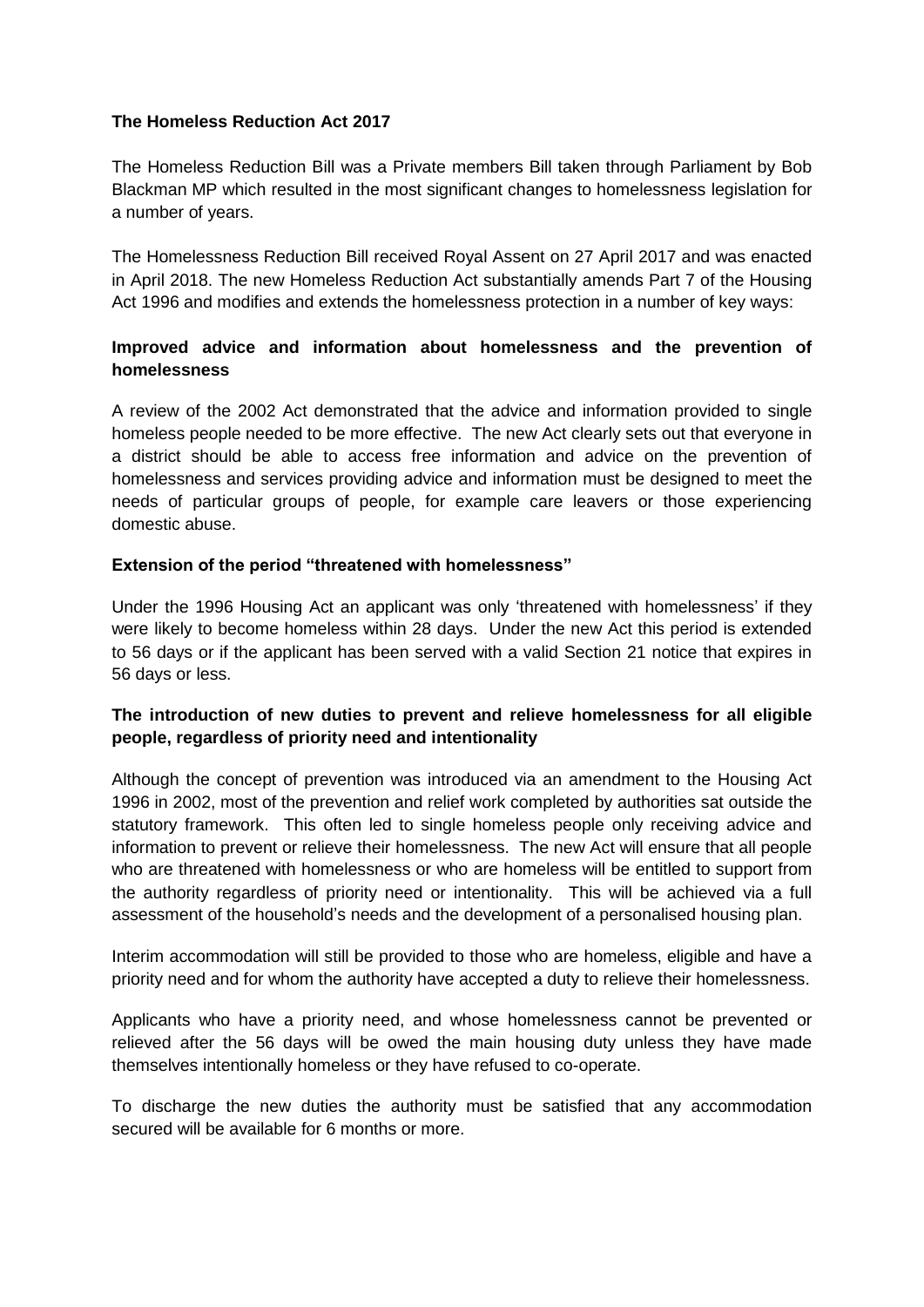**The Homeless Reduction Act 2017**

The Homeless Reduction Bill was a Private members Bill taken through Parliament by Bob Blackman MP which resulted in the most significant changes to homelessness legislation for a number of years.

The Homelessness Reduction Bill received Royal Assent on 27 April 2017 and was enacted in April 2018. The new Homeless Reduction Act substantially amends Part 7 of the Housing Act 1996 and modifies and extends the homelessness protection in a number of key ways:

**Improved advice and information about homelessness and the prevention of homelessness**

A review of the 2002 Act demonstrated that the advice and information provided to single homeless people needed to be more effective. The new Act clearly sets out that everyone in a district should be able to access free information and advice on the prevention of homelessness and services providing advice and information must be designed to meet the needs of particular groups of people, for example care leavers or those experiencing domestic abuse.

**Extension of the period "threatened with homelessness"**

Under the 1996 Housing Act an applicant was only 'threatened with homelessness' if they were likely to become homeless within 28 days. Under the new Act this period is extended to 56 days or if the applicant has been served with a valid Section 21 notice that expires in 56 days or less.

**The introduction of new duties to prevent and relieve homelessness for all eligible people, regardless of priority need and intentionality**

Although the concept of prevention was introduced via an amendment to the Housing Act 1996 in 2002, most of the prevention and relief work completed by authorities sat outside the statutory framework. This often led to single homeless people only receiving advice and information to prevent or relieve their homelessness. The new Act will ensure that all people who are threatened with homelessness or who are homeless will be entitled to support from the authority regardless of priority need or intentionality. This will be achieved via a full assessment of the household's needs and the development of a personalised housing plan.

Interim accommodation will still be provided to those who are homeless, eligible and have a priority need and for whom the authority have accepted a duty to relieve their homelessness.

Applicants who have a priority need, and whose homelessness cannot be prevented or relieved after the 56 days will be owed the main housing duty unless they have made themselves intentionally homeless or they have refused to co-operate.

To discharge the new duties the authority must be satisfied that any accommodation secured will be available for 6 months or more.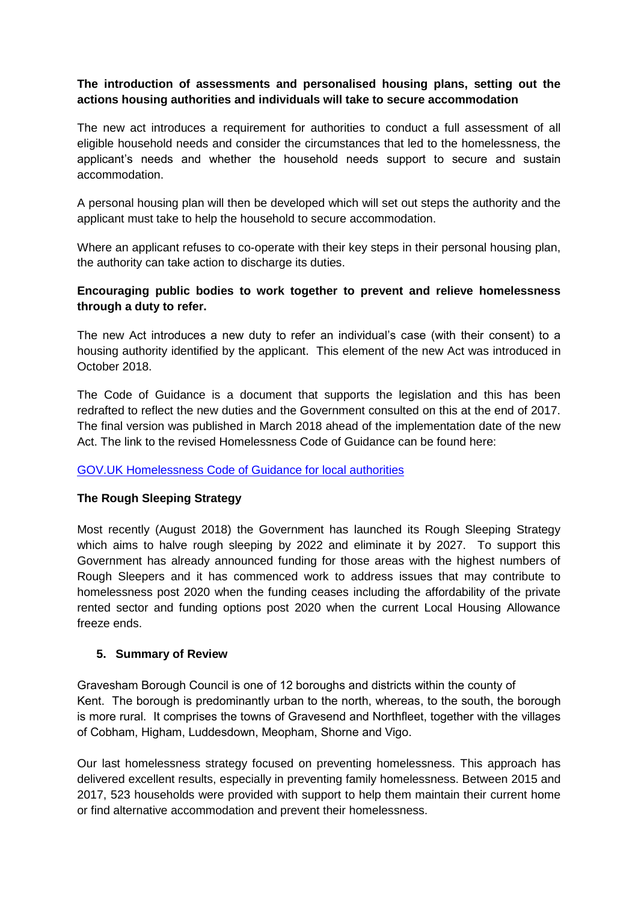**The introduction of assessments and personalised housing plans, setting out the actions housing authorities and individuals will take to secure accommodation**

The new act introduces a requirement for authorities to conduct a full assessment of all eligible household needs and consider the circumstances that led to the homelessness, the applicant's needs and whether the household needs support to secure and sustain accommodation.

A personal housing plan will then be developed which will set out steps the authority and the applicant must take to help the household to secure accommodation.

Where an applicant refuses to co-operate with their key steps in their personal housing plan, the authority can take action to discharge its duties.

**Encouraging public bodies to work together to prevent and relieve homelessness through a duty to refer.**

The new Act introduces a new duty to refer an individual's case (with their consent) to a housing authority identified by the applicant. This element of the new Act was introduced in October 2018.

The Code of Guidance is a document that supports the legislation and this has been redrafted to reflect the new duties and the Government consulted on this at the end of 2017. The final version was published in March 2018 ahead of the implementation date of the new Act. The link to the revised Homelessness Code of Guidance can be found here:

[GOV.UK Homelessness Code of Guidance for local authorities]()

**The Rough Sleeping Strategy**

Most recently (August 2018) the Government has launched its Rough Sleeping Strategy which aims to halve rough sleeping by 2022 and eliminate it by 2027. To support this Government has already announced funding for those areas with the highest numbers of Rough Sleepers and it has commenced work to address issues that may contribute to homelessness post 2020 when the funding ceases including the affordability of the private rented sector and funding options post 2020 when the current Local Housing Allowance freeze ends.

## 5. Summary of Review

Gravesham Borough Council is one of 12 boroughs and districts within the county of Kent. The borough is predominantly urban to the north, whereas, to the south, the borough is more rural. It comprises the towns of Gravesend and Northfleet, together with the villages of Cobham, Higham, Luddesdown, Meopham, Shorne and Vigo.

Our last homelessness strategy focused on preventing homelessness. This approach has delivered excellent results, especially in preventing family homelessness. Between 2015 and 2017, 523 households were provided with support to help them maintain their current home or find alternative accommodation and prevent their homelessness.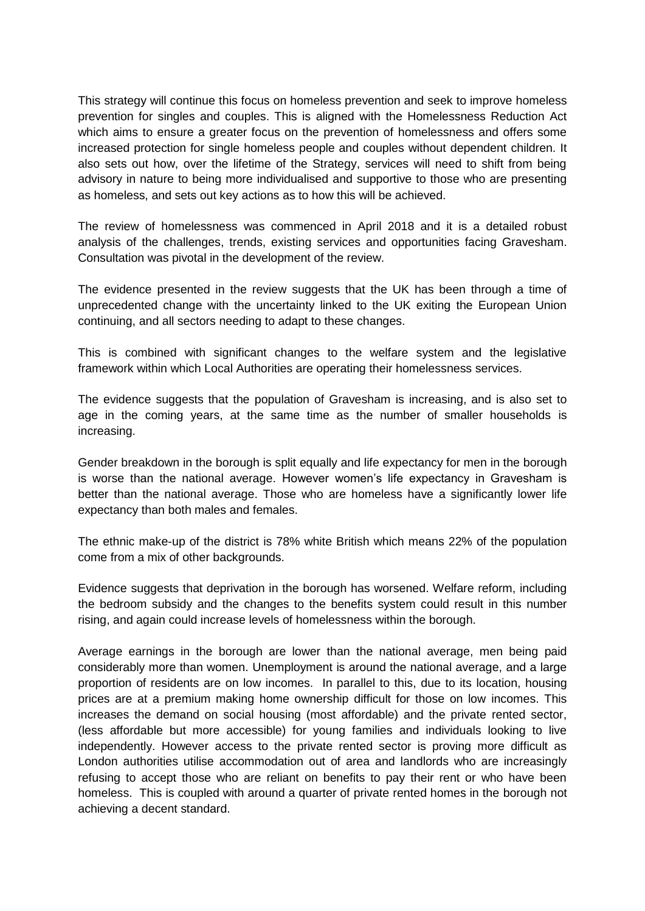This strategy will continue this focus on homeless prevention and seek to improve homeless prevention for singles and couples. This is aligned with the Homelessness Reduction Act which aims to ensure a greater focus on the prevention of homelessness and offers some increased protection for single homeless people and couples without dependent children. It also sets out how, over the lifetime of the Strategy, services will need to shift from being advisory in nature to being more individualised and supportive to those who are presenting as homeless, and sets out key actions as to how this will be achieved.

The review of homelessness was commenced in April 2018 and it is a detailed robust analysis of the challenges, trends, existing services and opportunities facing Gravesham. Consultation was pivotal in the development of the review.

The evidence presented in the review suggests that the UK has been through a time of unprecedented change with the uncertainty linked to the UK exiting the European Union continuing, and all sectors needing to adapt to these changes.

This is combined with significant changes to the welfare system and the legislative framework within which Local Authorities are operating their homelessness services.

The evidence suggests that the population of Gravesham is increasing, and is also set to age in the coming years, at the same time as the number of smaller households is increasing.

Gender breakdown in the borough is split equally and life expectancy for men in the borough is worse than the national average. However women's life expectancy in Gravesham is better than the national average. Those who are homeless have a significantly lower life expectancy than both males and females.

The ethnic make-up of the district is 78% white British which means 22% of the population come from a mix of other backgrounds.

Evidence suggests that deprivation in the borough has worsened. Welfare reform, including the bedroom subsidy and the changes to the benefits system could result in this number rising, and again could increase levels of homelessness within the borough.

Average earnings in the borough are lower than the national average, men being paid considerably more than women. Unemployment is around the national average, and a large proportion of residents are on low incomes. In parallel to this, due to its location, housing prices are at a premium making home ownership difficult for those on low incomes. This increases the demand on social housing (most affordable) and the private rented sector, (less affordable but more accessible) for young families and individuals looking to live independently. However access to the private rented sector is proving more difficult as London authorities utilise accommodation out of area and landlords who are increasingly refusing to accept those who are reliant on benefits to pay their rent or who have been homeless. This is coupled with around a quarter of private rented homes in the borough not achieving a decent standard.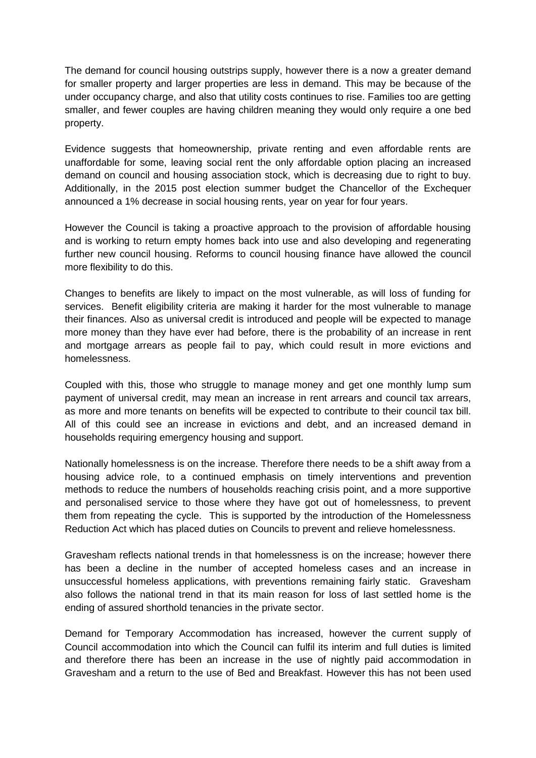The demand for council housing outstrips supply, however there is a now a greater demand for smaller property and larger properties are less in demand. This may be because of the under occupancy charge, and also that utility costs continues to rise. Families too are getting smaller, and fewer couples are having children meaning they would only require a one bed property.

Evidence suggests that homeownership, private renting and even affordable rents are unaffordable for some, leaving social rent the only affordable option placing an increased demand on council and housing association stock, which is decreasing due to right to buy. Additionally, in the 2015 post election summer budget the Chancellor of the Exchequer announced a 1% decrease in social housing rents, year on year for four years.

However the Council is taking a proactive approach to the provision of affordable housing and is working to return empty homes back into use and also developing and regenerating further new council housing. Reforms to council housing finance have allowed the council more flexibility to do this.

Changes to benefits are likely to impact on the most vulnerable, as will loss of funding for services. Benefit eligibility criteria are making it harder for the most vulnerable to manage their finances. Also as universal credit is introduced and people will be expected to manage more money than they have ever had before, there is the probability of an increase in rent and mortgage arrears as people fail to pay, which could result in more evictions and homelessness.

Coupled with this, those who struggle to manage money and get one monthly lump sum payment of universal credit, may mean an increase in rent arrears and council tax arrears, as more and more tenants on benefits will be expected to contribute to their council tax bill. All of this could see an increase in evictions and debt, and an increased demand in households requiring emergency housing and support.

Nationally homelessness is on the increase. Therefore there needs to be a shift away from a housing advice role, to a continued emphasis on timely interventions and prevention methods to reduce the numbers of households reaching crisis point, and a more supportive and personalised service to those where they have got out of homelessness, to prevent them from repeating the cycle. This is supported by the introduction of the Homelessness Reduction Act which has placed duties on Councils to prevent and relieve homelessness.

Gravesham reflects national trends in that homelessness is on the increase; however there has been a decline in the number of accepted homeless cases and an increase in unsuccessful homeless applications, with preventions remaining fairly static. Gravesham also follows the national trend in that its main reason for loss of last settled home is the ending of assured shorthold tenancies in the private sector.

Demand for Temporary Accommodation has increased, however the current supply of Council accommodation into which the Council can fulfil its interim and full duties is limited and therefore there has been an increase in the use of nightly paid accommodation in Gravesham and a return to the use of Bed and Breakfast. However this has not been used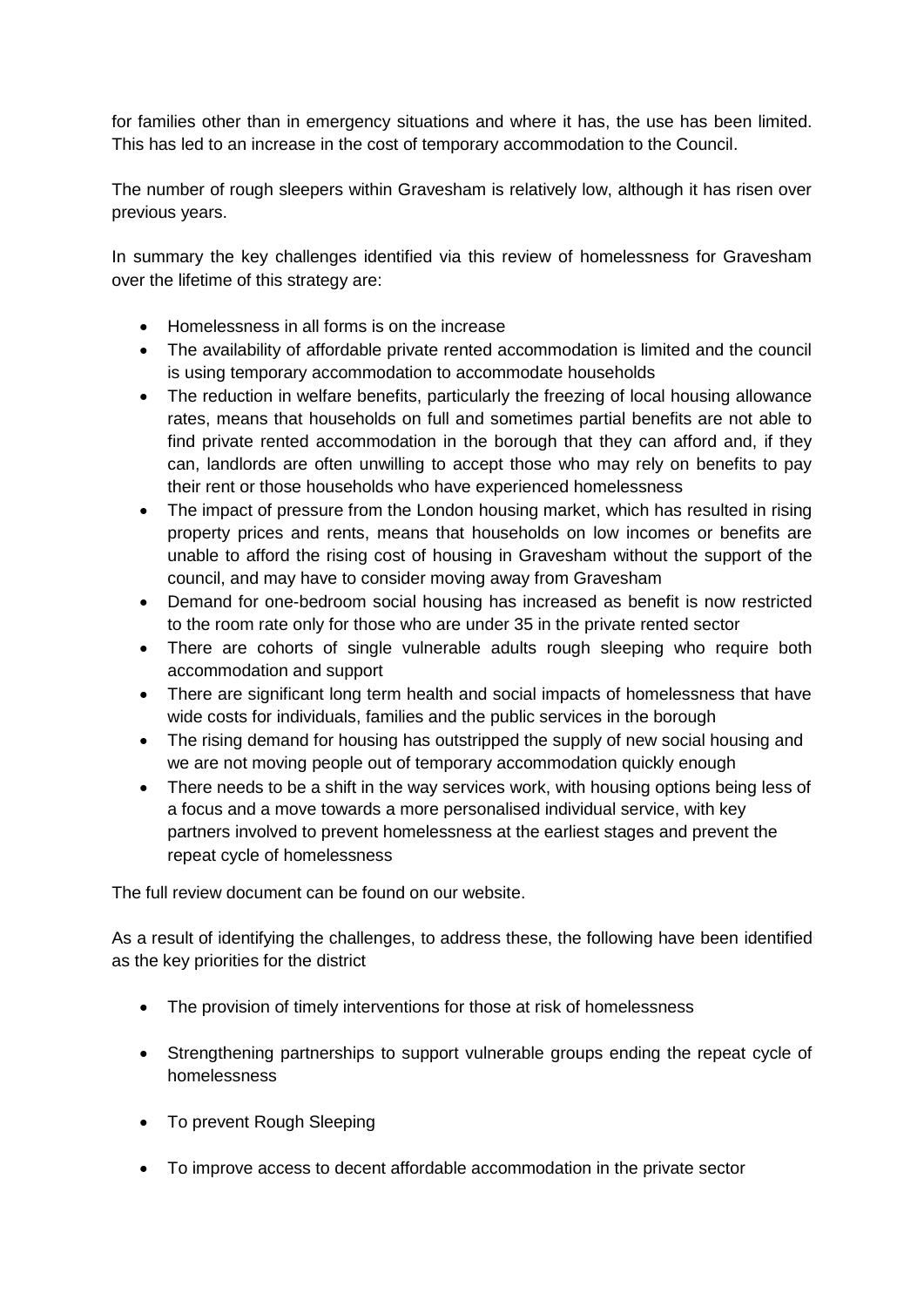for families other than in emergency situations and where it has, the use has been limited. This has led to an increase in the cost of temporary accommodation to the Council.

The number of rough sleepers within Gravesham is relatively low, although it has risen over previous years.

In summary the key challenges identified via this review of homelessness for Gravesham over the lifetime of this strategy are:

- Homelessness in all forms is on the increase
- The availability of affordable private rented accommodation is limited and the council is using temporary accommodation to accommodate households
- The reduction in welfare benefits, particularly the freezing of local housing allowance rates, means that households on full and sometimes partial benefits are not able to find private rented accommodation in the borough that they can afford and, if they can, landlords are often unwilling to accept those who may rely on benefits to pay their rent or those households who have experienced homelessness
- The impact of pressure from the London housing market, which has resulted in rising property prices and rents, means that households on low incomes or benefits are unable to afford the rising cost of housing in Gravesham without the support of the council, and may have to consider moving away from Gravesham
- Demand for one-bedroom social housing has increased as benefit is now restricted to the room rate only for those who are under 35 in the private rented sector
- There are cohorts of single vulnerable adults rough sleeping who require both accommodation and support
- There are significant long term health and social impacts of homelessness that have wide costs for individuals, families and the public services in the borough
- The rising demand for housing has outstripped the supply of new social housing and we are not moving people out of temporary accommodation quickly enough
- There needs to be a shift in the way services work, with housing options being less of a focus and a move towards a more personalised individual service, with key partners involved to prevent homelessness at the earliest stages and prevent the repeat cycle of homelessness

The full review document can be found on our website.

As a result of identifying the challenges, to address these, the following have been identified as the key priorities for the district

- The provision of timely interventions for those at risk of homelessness
- Strengthening partnerships to support vulnerable groups ending the repeat cycle of homelessness
- To prevent Rough Sleeping
- To improve access to decent affordable accommodation in the private sector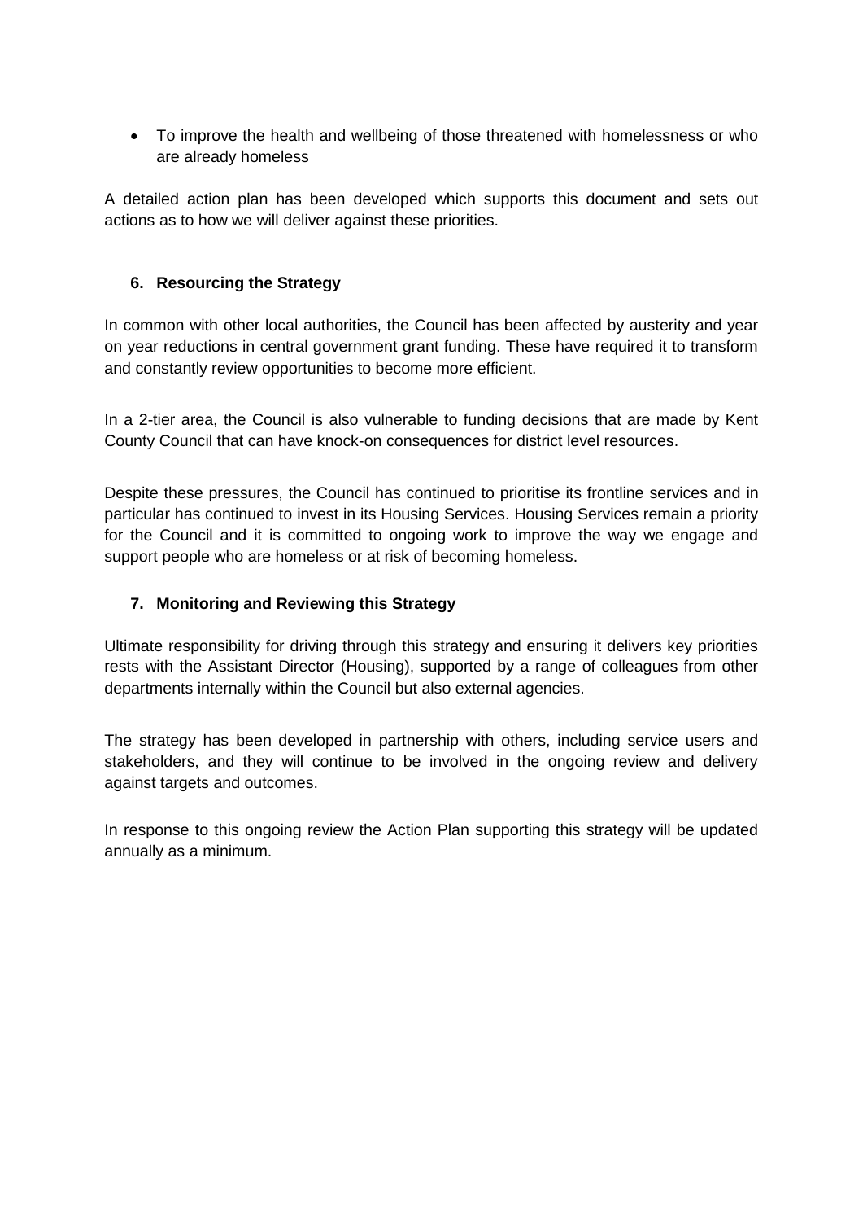- To improve the health and wellbeing of those threatened with homelessness or who are already homeless

A detailed action plan has been developed which supports this document and sets out actions as to how we will deliver against these priorities.

## 6. Resourcing the Strategy

In common with other local authorities, the Council has been affected by austerity and year on year reductions in central government grant funding. These have required it to transform and constantly review opportunities to become more efficient.

In a 2-tier area, the Council is also vulnerable to funding decisions that are made by Kent County Council that can have knock-on consequences for district level resources.

Despite these pressures, the Council has continued to prioritise its frontline services and in particular has continued to invest in its Housing Services. Housing Services remain a priority for the Council and it is committed to ongoing work to improve the way we engage and support people who are homeless or at risk of becoming homeless.

## 7. Monitoring and Reviewing this Strategy

Ultimate responsibility for driving through this strategy and ensuring it delivers key priorities rests with the Assistant Director (Housing), supported by a range of colleagues from other departments internally within the Council but also external agencies.

The strategy has been developed in partnership with others, including service users and stakeholders, and they will continue to be involved in the ongoing review and delivery against targets and outcomes.

In response to this ongoing review the Action Plan supporting this strategy will be updated annually as a minimum.